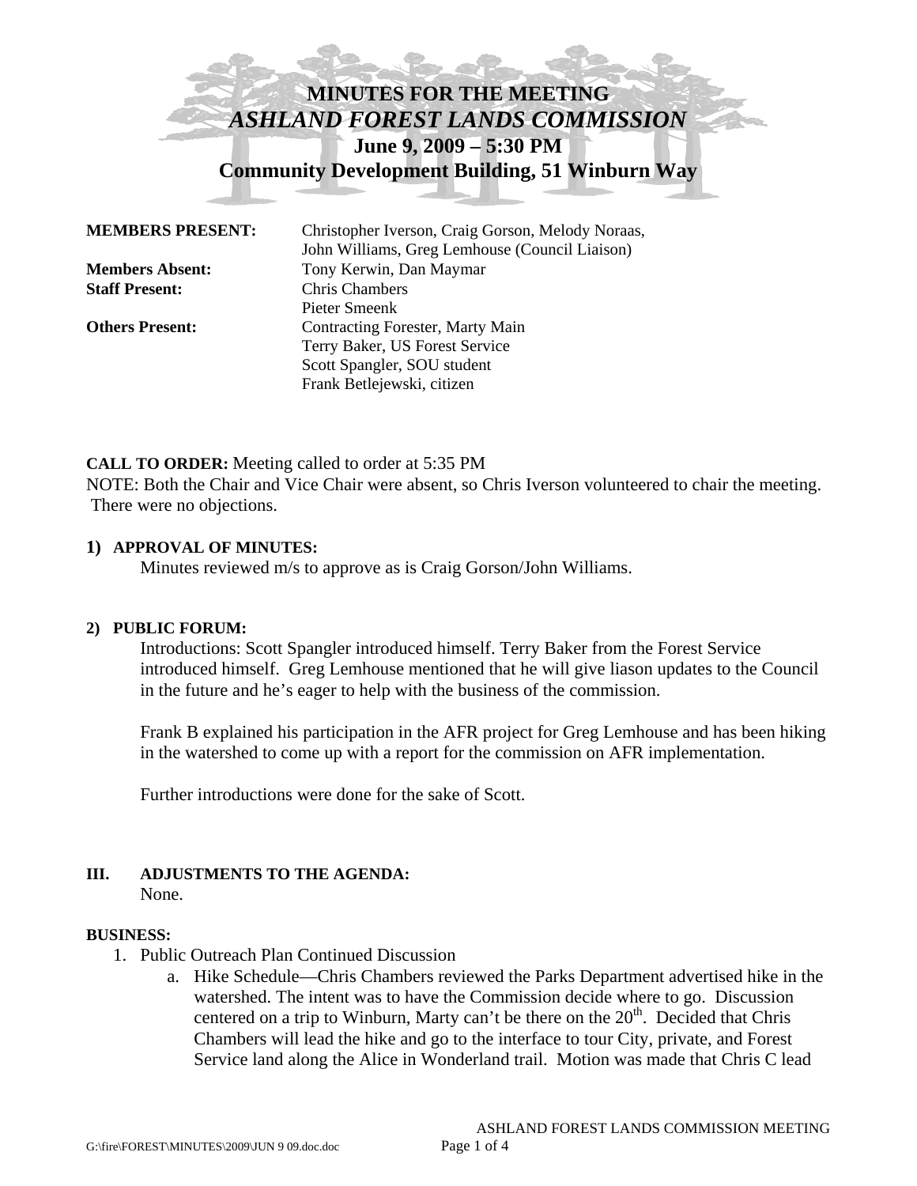# MINUTES FOR THE MEETING
# *ASHLAND FOREST LANDS COMMISSION*
## June 9, 2009 – 5:30 PM
## Community Development Building, 51 Winburn Way

| | |
|---|---|
| **MEMBERS PRESENT:** | Christopher Iverson, Craig Gorson, Melody Noraas, John Williams, Greg Lemhouse (Council Liaison) |
| **Members Absent:** | Tony Kerwin, Dan Maymar |
| **Staff Present:** | Chris Chambers<br>Pieter Smeenk |
| **Others Present:** | Contracting Forester, Marty Main<br>Terry Baker, US Forest Service<br>Scott Spangler, SOU student<br>Frank Betlejewski, citizen |

**CALL TO ORDER:** Meeting called to order at 5:35 PM

NOTE: Both the Chair and Vice Chair were absent, so Chris Iverson volunteered to chair the meeting. There were no objections.

**1) APPROVAL OF MINUTES:**

Minutes reviewed m/s to approve as is Craig Gorson/John Williams.

**2) PUBLIC FORUM:**

Introductions: Scott Spangler introduced himself. Terry Baker from the Forest Service introduced himself. Greg Lemhouse mentioned that he will give liason updates to the Council in the future and he's eager to help with the business of the commission.

Frank B explained his participation in the AFR project for Greg Lemhouse and has been hiking in the watershed to come up with a report for the commission on AFR implementation.

Further introductions were done for the sake of Scott.

**III. ADJUSTMENTS TO THE AGENDA:**

None.

**BUSINESS:**

1. Public Outreach Plan Continued Discussion
   a. Hike Schedule—Chris Chambers reviewed the Parks Department advertised hike in the watershed. The intent was to have the Commission decide where to go. Discussion centered on a trip to Winburn, Marty can't be there on the 20th. Decided that Chris Chambers will lead the hike and go to the interface to tour City, private, and Forest Service land along the Alice in Wonderland trail. Motion was made that Chris C lead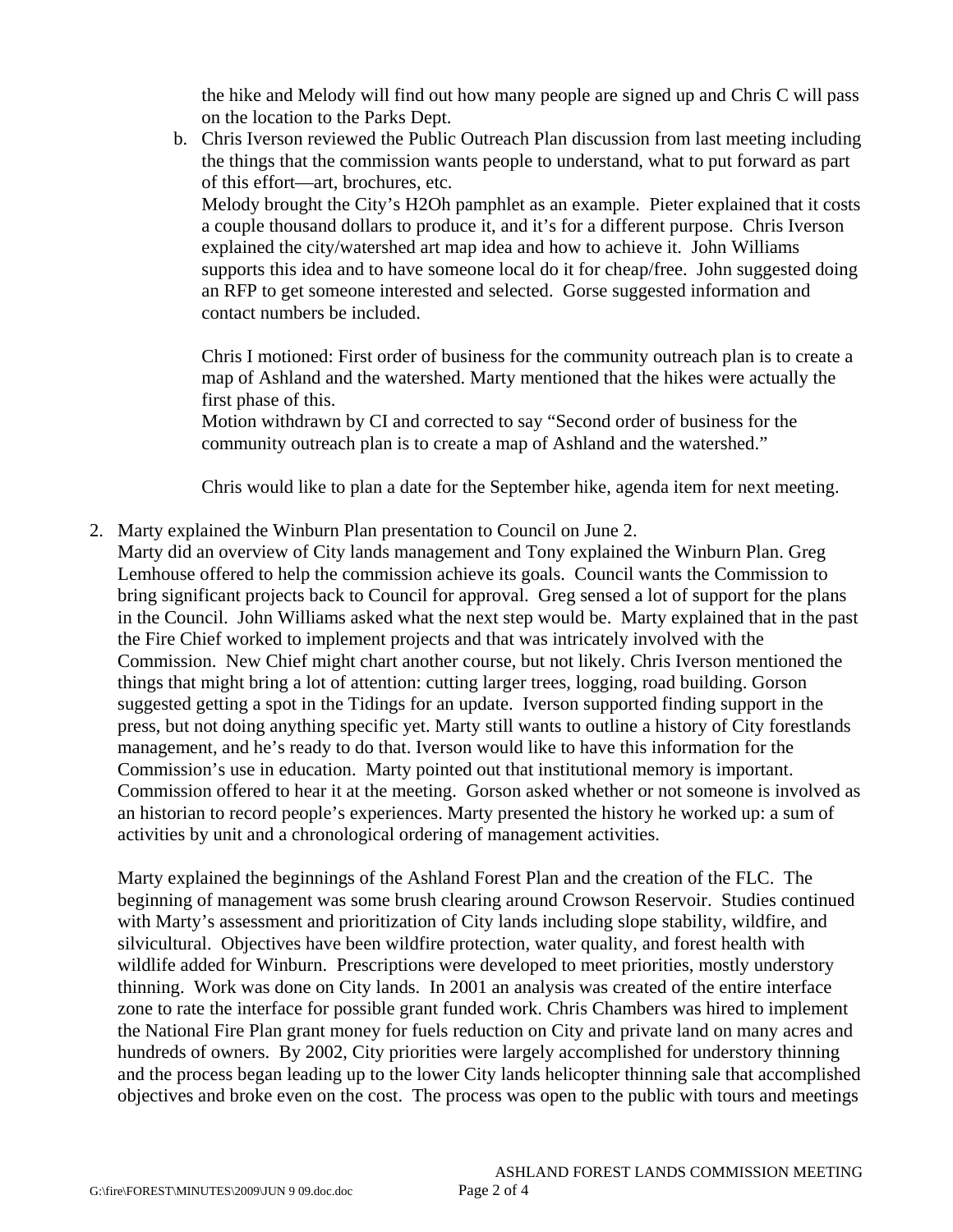the hike and Melody will find out how many people are signed up and Chris C will pass on the location to the Parks Dept.

b. Chris Iverson reviewed the Public Outreach Plan discussion from last meeting including the things that the commission wants people to understand, what to put forward as part of this effort—art, brochures, etc.
   Melody brought the City's H2Oh pamphlet as an example. Pieter explained that it costs a couple thousand dollars to produce it, and it's for a different purpose. Chris Iverson explained the city/watershed art map idea and how to achieve it. John Williams supports this idea and to have someone local do it for cheap/free. John suggested doing an RFP to get someone interested and selected. Gorse suggested information and contact numbers be included.

   Chris I motioned: First order of business for the community outreach plan is to create a map of Ashland and the watershed. Marty mentioned that the hikes were actually the first phase of this.
   Motion withdrawn by CI and corrected to say "Second order of business for the community outreach plan is to create a map of Ashland and the watershed."

   Chris would like to plan a date for the September hike, agenda item for next meeting.

2. Marty explained the Winburn Plan presentation to Council on June 2.
   Marty did an overview of City lands management and Tony explained the Winburn Plan. Greg Lemhouse offered to help the commission achieve its goals. Council wants the Commission to bring significant projects back to Council for approval. Greg sensed a lot of support for the plans in the Council. John Williams asked what the next step would be. Marty explained that in the past the Fire Chief worked to implement projects and that was intricately involved with the Commission. New Chief might chart another course, but not likely. Chris Iverson mentioned the things that might bring a lot of attention: cutting larger trees, logging, road building. Gorson suggested getting a spot in the Tidings for an update. Iverson supported finding support in the press, but not doing anything specific yet. Marty still wants to outline a history of City forestlands management, and he's ready to do that. Iverson would like to have this information for the Commission's use in education. Marty pointed out that institutional memory is important. Commission offered to hear it at the meeting. Gorson asked whether or not someone is involved as an historian to record people's experiences. Marty presented the history he worked up: a sum of activities by unit and a chronological ordering of management activities.

   Marty explained the beginnings of the Ashland Forest Plan and the creation of the FLC. The beginning of management was some brush clearing around Crowson Reservoir. Studies continued with Marty's assessment and prioritization of City lands including slope stability, wildfire, and silvicultural. Objectives have been wildfire protection, water quality, and forest health with wildlife added for Winburn. Prescriptions were developed to meet priorities, mostly understory thinning. Work was done on City lands. In 2001 an analysis was created of the entire interface zone to rate the interface for possible grant funded work. Chris Chambers was hired to implement the National Fire Plan grant money for fuels reduction on City and private land on many acres and hundreds of owners. By 2002, City priorities were largely accomplished for understory thinning and the process began leading up to the lower City lands helicopter thinning sale that accomplished objectives and broke even on the cost. The process was open to the public with tours and meetings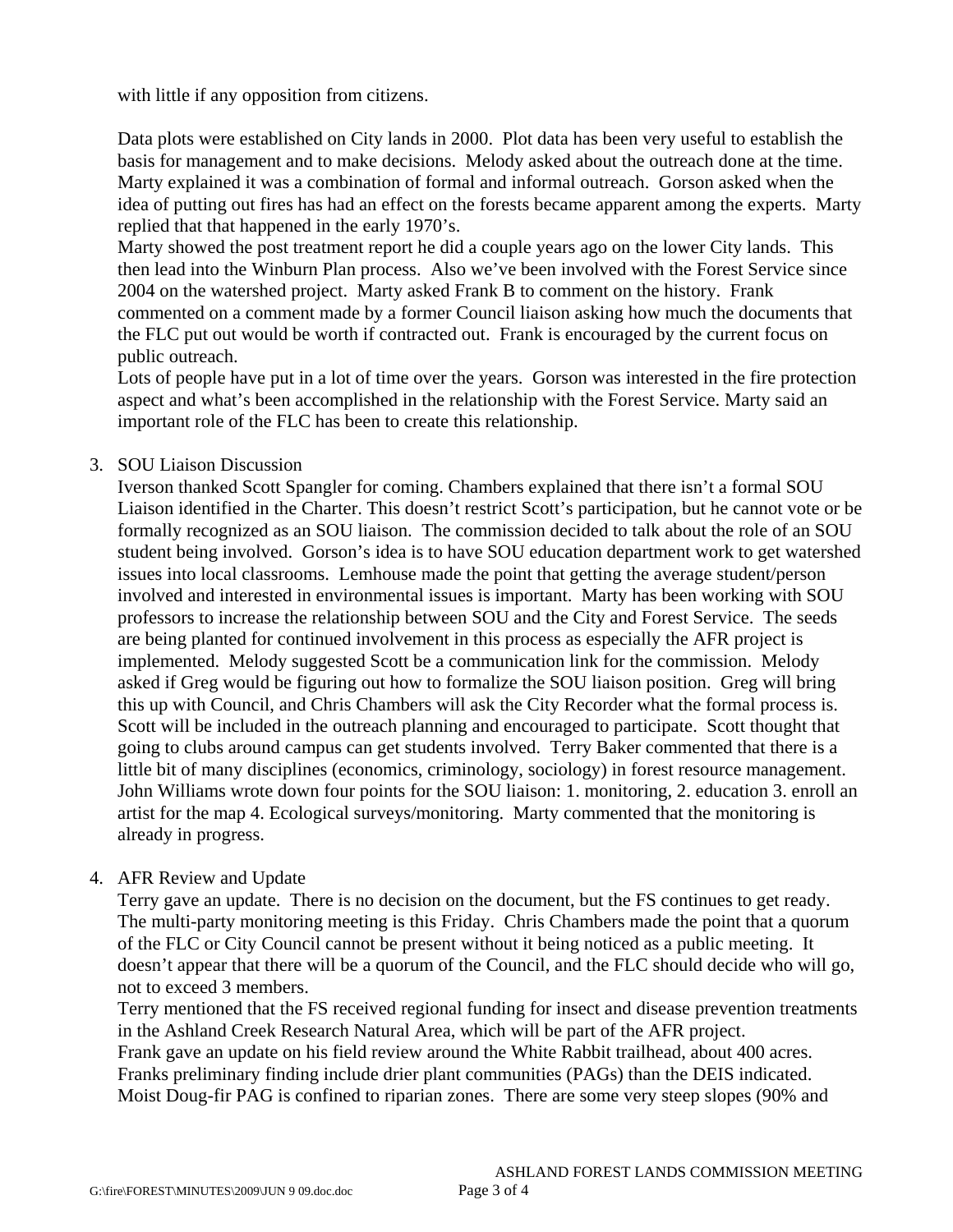with little if any opposition from citizens.

Data plots were established on City lands in 2000. Plot data has been very useful to establish the basis for management and to make decisions. Melody asked about the outreach done at the time. Marty explained it was a combination of formal and informal outreach. Gorson asked when the idea of putting out fires has had an effect on the forests became apparent among the experts. Marty replied that that happened in the early 1970's.

Marty showed the post treatment report he did a couple years ago on the lower City lands. This then lead into the Winburn Plan process. Also we've been involved with the Forest Service since 2004 on the watershed project. Marty asked Frank B to comment on the history. Frank commented on a comment made by a former Council liaison asking how much the documents that the FLC put out would be worth if contracted out. Frank is encouraged by the current focus on public outreach.

Lots of people have put in a lot of time over the years. Gorson was interested in the fire protection aspect and what's been accomplished in the relationship with the Forest Service. Marty said an important role of the FLC has been to create this relationship.

3. SOU Liaison Discussion

   Iverson thanked Scott Spangler for coming. Chambers explained that there isn't a formal SOU Liaison identified in the Charter. This doesn't restrict Scott's participation, but he cannot vote or be formally recognized as an SOU liaison. The commission decided to talk about the role of an SOU student being involved. Gorson's idea is to have SOU education department work to get watershed issues into local classrooms. Lemhouse made the point that getting the average student/person involved and interested in environmental issues is important. Marty has been working with SOU professors to increase the relationship between SOU and the City and Forest Service. The seeds are being planted for continued involvement in this process as especially the AFR project is implemented. Melody suggested Scott be a communication link for the commission. Melody asked if Greg would be figuring out how to formalize the SOU liaison position. Greg will bring this up with Council, and Chris Chambers will ask the City Recorder what the formal process is. Scott will be included in the outreach planning and encouraged to participate. Scott thought that going to clubs around campus can get students involved. Terry Baker commented that there is a little bit of many disciplines (economics, criminology, sociology) in forest resource management. John Williams wrote down four points for the SOU liaison: 1. monitoring, 2. education 3. enroll an artist for the map 4. Ecological surveys/monitoring. Marty commented that the monitoring is already in progress.

4. AFR Review and Update

   Terry gave an update. There is no decision on the document, but the FS continues to get ready. The multi-party monitoring meeting is this Friday. Chris Chambers made the point that a quorum of the FLC or City Council cannot be present without it being noticed as a public meeting. It doesn't appear that there will be a quorum of the Council, and the FLC should decide who will go, not to exceed 3 members.

   Terry mentioned that the FS received regional funding for insect and disease prevention treatments in the Ashland Creek Research Natural Area, which will be part of the AFR project.

   Frank gave an update on his field review around the White Rabbit trailhead, about 400 acres. Franks preliminary finding include drier plant communities (PAGs) than the DEIS indicated. Moist Doug-fir PAG is confined to riparian zones. There are some very steep slopes (90% and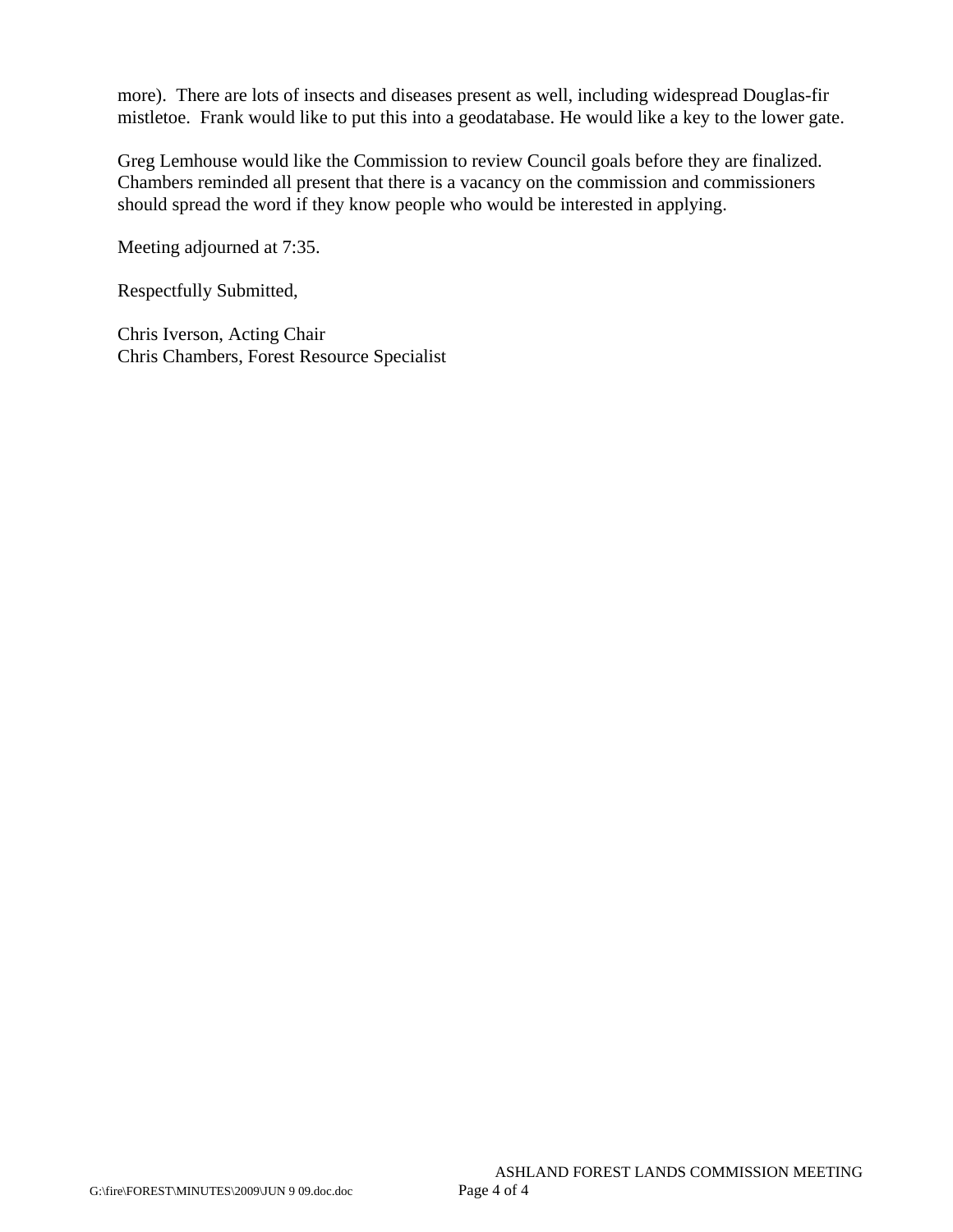more). There are lots of insects and diseases present as well, including widespread Douglas-fir mistletoe. Frank would like to put this into a geodatabase. He would like a key to the lower gate.

Greg Lemhouse would like the Commission to review Council goals before they are finalized. Chambers reminded all present that there is a vacancy on the commission and commissioners should spread the word if they know people who would be interested in applying.

Meeting adjourned at 7:35.

Respectfully Submitted,

Chris Iverson, Acting Chair  
Chris Chambers, Forest Resource Specialist